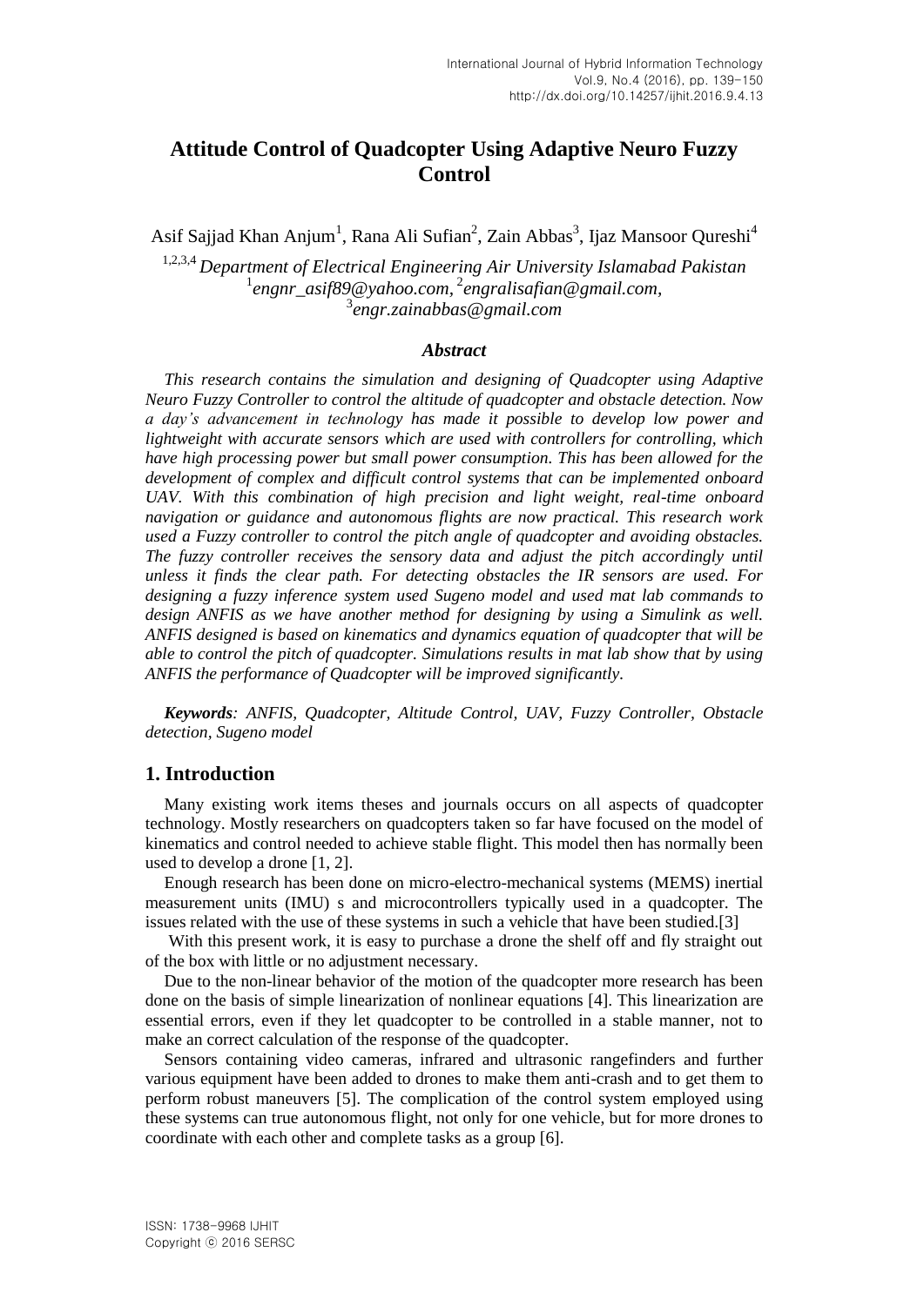# Attitude Control of Quadcopter Using Adaptive Neuro Fuzzy Control

Asif Sajjad Khan Anjum[1], Rana Ali Sufian[2], Zain Abbas[3], Ijaz Mansoor Qureshi[4]

[1,2,3,4] *Department of Electrical Engineering Air University Islamabad Pakistan*
[1]*engnr_asif89@yahoo.com*, [2]*engralisafian@gmail.com*,
[3]*engr.zainabbas@gmail.com*

### *Abstract*

*This research contains the simulation and designing of Quadcopter using Adaptive Neuro Fuzzy Controller to control the altitude of quadcopter and obstacle detection. Now a day's advancement in technology has made it possible to develop low power and lightweight with accurate sensors which are used with controllers for controlling, which have high processing power but small power consumption. This has been allowed for the development of complex and difficult control systems that can be implemented onboard UAV. With this combination of high precision and light weight, real-time onboard navigation or guidance and autonomous flights are now practical. This research work used a Fuzzy controller to control the pitch angle of quadcopter and avoiding obstacles. The fuzzy controller receives the sensory data and adjust the pitch accordingly until unless it finds the clear path. For detecting obstacles the IR sensors are used. For designing a fuzzy inference system used Sugeno model and used mat lab commands to design ANFIS as we have another method for designing by using a Simulink as well. ANFIS designed is based on kinematics and dynamics equation of quadcopter that will be able to control the pitch of quadcopter. Simulations results in mat lab show that by using ANFIS the performance of Quadcopter will be improved significantly.*

***Keywords****: ANFIS, Quadcopter, Altitude Control, UAV, Fuzzy Controller, Obstacle detection, Sugeno model*

## 1. Introduction

Many existing work items theses and journals occurs on all aspects of quadcopter technology. Mostly researchers on quadcopters taken so far have focused on the model of kinematics and control needed to achieve stable flight. This model then has normally been used to develop a drone [1, 2].

Enough research has been done on micro-electro-mechanical systems (MEMS) inertial measurement units (IMU) s and microcontrollers typically used in a quadcopter. The issues related with the use of these systems in such a vehicle that have been studied.[3]

With this present work, it is easy to purchase a drone the shelf off and fly straight out of the box with little or no adjustment necessary.

Due to the non-linear behavior of the motion of the quadcopter more research has been done on the basis of simple linearization of nonlinear equations [4]. This linearization are essential errors, even if they let quadcopter to be controlled in a stable manner, not to make an correct calculation of the response of the quadcopter.

Sensors containing video cameras, infrared and ultrasonic rangefinders and further various equipment have been added to drones to make them anti-crash and to get them to perform robust maneuvers [5]. The complication of the control system employed using these systems can true autonomous flight, not only for one vehicle, but for more drones to coordinate with each other and complete tasks as a group [6].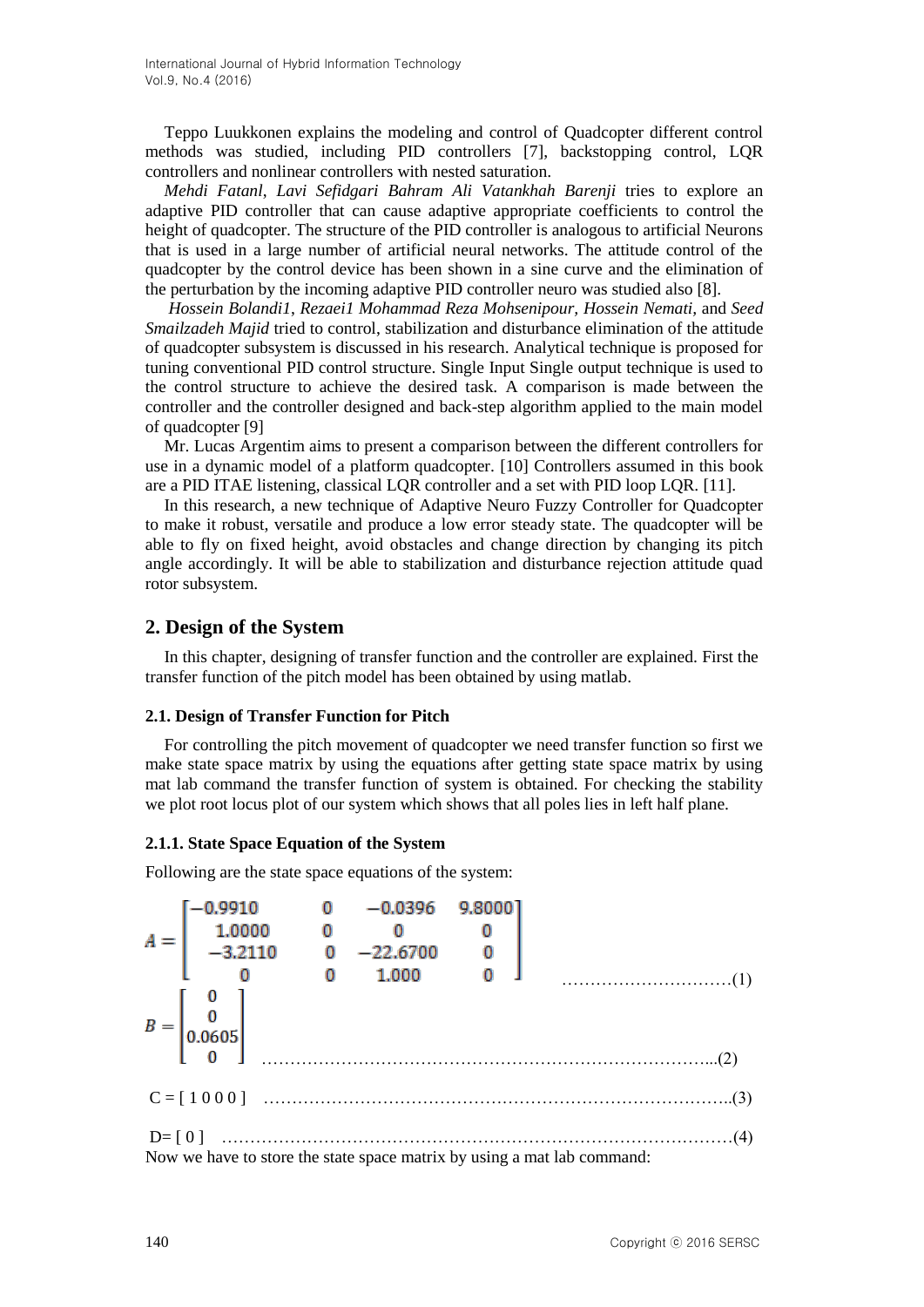Teppo Luukkonen explains the modeling and control of Quadcopter different control methods was studied, including PID controllers [7], backstopping control, LQR controllers and nonlinear controllers with nested saturation.

*Mehdi Fatanl*, *Lavi Sefidgari Bahram Ali Vatankhah Barenji* tries to explore an adaptive PID controller that can cause adaptive appropriate coefficients to control the height of quadcopter. The structure of the PID controller is analogous to artificial Neurons that is used in a large number of artificial neural networks. The attitude control of the quadcopter by the control device has been shown in a sine curve and the elimination of the perturbation by the incoming adaptive PID controller neuro was studied also [8].

*Hossein Bolandi1*, *Rezaei1 Mohammad Reza Mohsenipour, Hossein Nemati,* and *Seed Smailzadeh Majid* tried to control, stabilization and disturbance elimination of the attitude of quadcopter subsystem is discussed in his research. Analytical technique is proposed for tuning conventional PID control structure. Single Input Single output technique is used to the control structure to achieve the desired task. A comparison is made between the controller and the controller designed and back-step algorithm applied to the main model of quadcopter [9]

Mr. Lucas Argentim aims to present a comparison between the different controllers for use in a dynamic model of a platform quadcopter. [10] Controllers assumed in this book are a PID ITAE listening, classical LQR controller and a set with PID loop LQR. [11].

In this research, a new technique of Adaptive Neuro Fuzzy Controller for Quadcopter to make it robust, versatile and produce a low error steady state. The quadcopter will be able to fly on fixed height, avoid obstacles and change direction by changing its pitch angle accordingly. It will be able to stabilization and disturbance rejection attitude quad rotor subsystem.

## 2. Design of the System

In this chapter, designing of transfer function and the controller are explained. First the transfer function of the pitch model has been obtained by using matlab.

### 2.1. Design of Transfer Function for Pitch

For controlling the pitch movement of quadcopter we need transfer function so first we make state space matrix by using the equations after getting state space matrix by using mat lab command the transfer function of system is obtained. For checking the stability we plot root locus plot of our system which shows that all poles lies in left half plane.

#### 2.1.1. State Space Equation of the System

Following are the state space equations of the system:

$$A = \begin{bmatrix} -0.9910 & 0 & -0.0396 & 9.8000 \\ 1.0000 & 0 & 0 & 0 \\ -3.2110 & 0 & -22.6700 & 0 \\ 0 & 0 & 1.000 & 0 \end{bmatrix} \quad (1)$$

$$B = \begin{bmatrix} 0 \\ 0 \\ 0.0605 \\ 0 \end{bmatrix} \quad (2)$$

$$C = [\,1\ 0\ 0\ 0\,] \quad (3)$$

$$D = [\,0\,] \quad (4)$$

Now we have to store the state space matrix by using a mat lab command: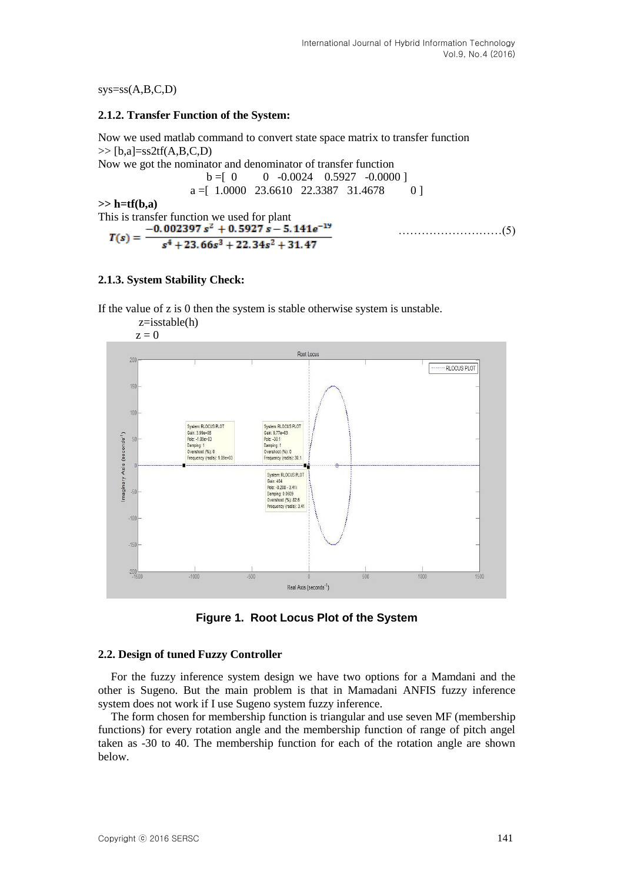sys=ss(A,B,C,D)

### 2.1.2. Transfer Function of the System:

Now we used matlab command to convert state space matrix to transfer function

```
>> [b,a]=ss2tf(A,B,C,D)
```

Now we got the nominator and denominator of transfer function

```
b =[ 0      0  -0.0024   0.5927  -0.0000 ]
a =[ 1.0000  23.6610  22.3387  31.4678      0 ]
```

**>> h=tf(b,a)**

This is transfer function we used for plant

$$T(s) = \frac{-0.002397\, s^2 + 0.5927\, s - 5.141e^{-19}}{s^4 + 23.66s^3 + 22.34s^2 + 31.47} \quad \ldots\ldots\ldots\ldots\ldots\ldots\ldots\ldots(5)$$

### 2.1.3. System Stability Check:

If the value of z is 0 then the system is stable otherwise system is unstable.

z=isstable(h)

z = 0

**Figure 1. Root Locus Plot of the System**

### 2.2. Design of tuned Fuzzy Controller

For the fuzzy inference system design we have two options for a Mamdani and the other is Sugeno. But the main problem is that in Mamadani ANFIS fuzzy inference system does not work if I use Sugeno system fuzzy inference.

The form chosen for membership function is triangular and use seven MF (membership functions) for every rotation angle and the membership function of range of pitch angel taken as -30 to 40. The membership function for each of the rotation angle are shown below.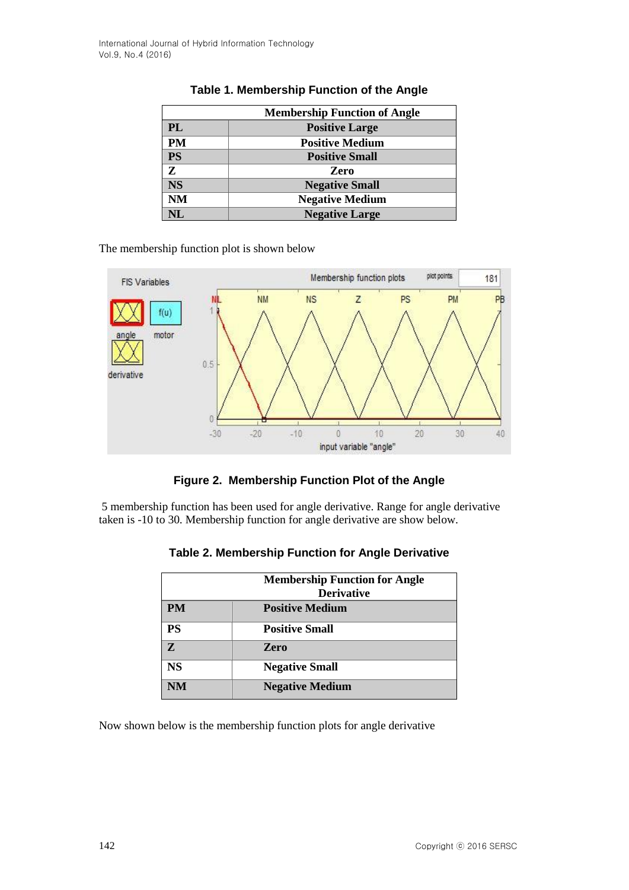**Table 1. Membership Function of the Angle**

| | Membership Function of Angle |
|---|---|
| PL | Positive Large |
| PM | Positive Medium |
| PS | Positive Small |
| Z | Zero |
| NS | Negative Small |
| NM | Negative Medium |
| NL | Negative Large |

The membership function plot is shown below

**Figure 2. Membership Function Plot of the Angle**

5 membership function has been used for angle derivative. Range for angle derivative taken is -10 to 30. Membership function for angle derivative are show below.

**Table 2. Membership Function for Angle Derivative**

| | Membership Function for Angle Derivative |
|---|---|
| PM | Positive Medium |
| PS | Positive Small |
| Z | Zero |
| NS | Negative Small |
| NM | Negative Medium |

Now shown below is the membership function plots for angle derivative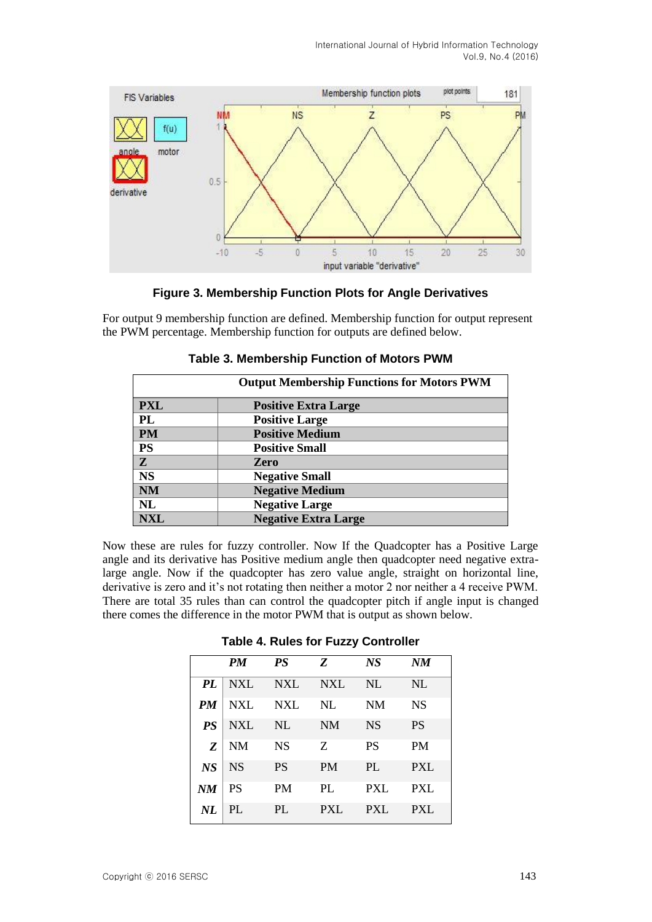**Figure 3. Membership Function Plots for Angle Derivatives**

For output 9 membership function are defined. Membership function for output represent the PWM percentage. Membership function for outputs are defined below.

**Table 3. Membership Function of Motors PWM**

| | Output Membership Functions for Motors PWM |
|---|---|
| **PXL** | **Positive Extra Large** |
| **PL** | **Positive Large** |
| **PM** | **Positive Medium** |
| **PS** | **Positive Small** |
| **Z** | **Zero** |
| **NS** | **Negative Small** |
| **NM** | **Negative Medium** |
| **NL** | **Negative Large** |
| **NXL** | **Negative Extra Large** |

Now these are rules for fuzzy controller. Now If the Quadcopter has a Positive Large angle and its derivative has Positive medium angle then quadcopter need negative extra-large angle. Now if the quadcopter has zero value angle, straight on horizontal line, derivative is zero and it's not rotating then neither a motor 2 nor neither a 4 receive PWM. There are total 35 rules than can control the quadcopter pitch if angle input is changed there comes the difference in the motor PWM that is output as shown below.

**Table 4. Rules for Fuzzy Controller**

| | ***PM*** | ***PS*** | ***Z*** | ***NS*** | ***NM*** |
|---|---|---|---|---|---|
| ***PL*** | NXL | NXL | NXL | NL | NL |
| ***PM*** | NXL | NXL | NL | NM | NS |
| ***PS*** | NXL | NL | NM | NS | PS |
| ***Z*** | NM | NS | Z | PS | PM |
| ***NS*** | NS | PS | PM | PL | PXL |
| ***NM*** | PS | PM | PL | PXL | PXL |
| ***NL*** | PL | PL | PXL | PXL | PXL |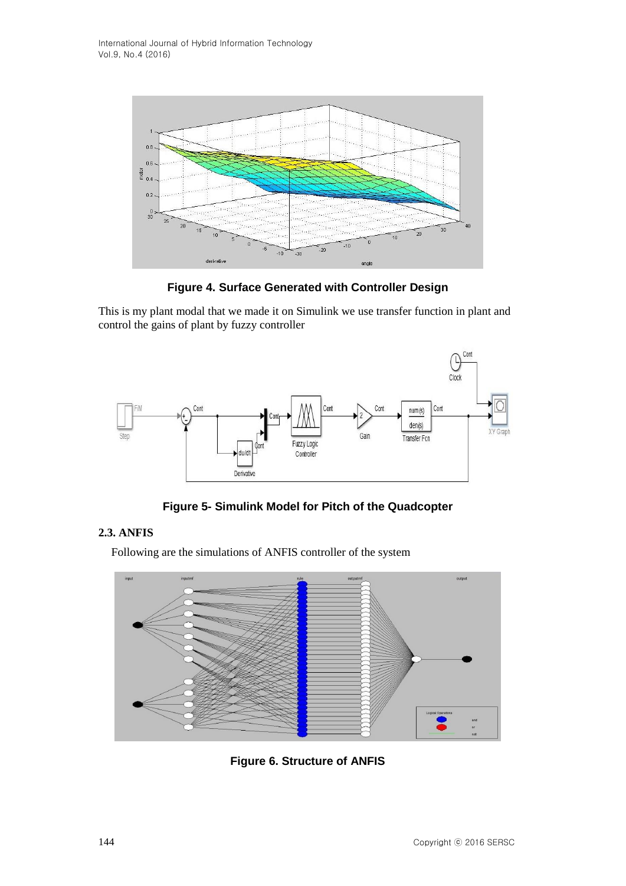**Figure 4. Surface Generated with Controller Design**

This is my plant modal that we made it on Simulink we use transfer function in plant and control the gains of plant by fuzzy controller

**Figure 5- Simulink Model for Pitch of the Quadcopter**

### 2.3. ANFIS

Following are the simulations of ANFIS controller of the system

**Figure 6. Structure of ANFIS**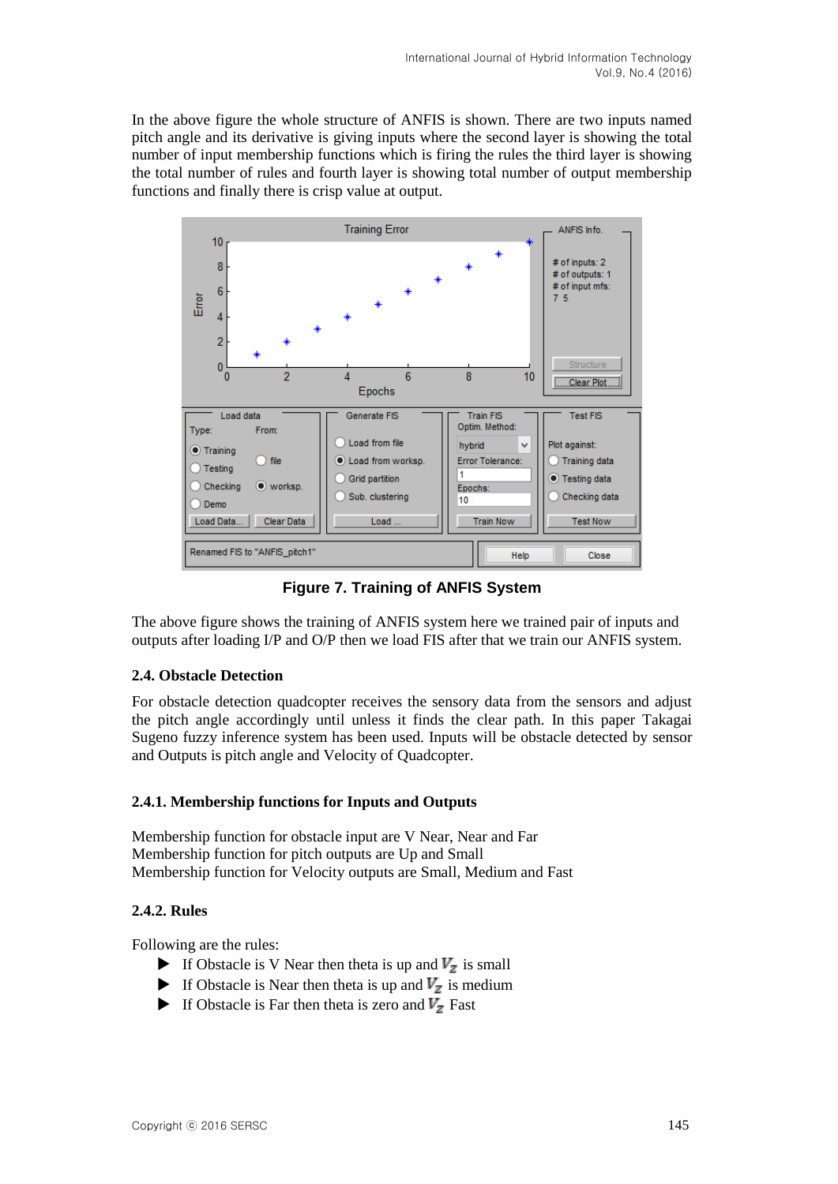In the above figure the whole structure of ANFIS is shown. There are two inputs named pitch angle and its derivative is giving inputs where the second layer is showing the total number of input membership functions which is firing the rules the third layer is showing the total number of rules and fourth layer is showing total number of output membership functions and finally there is crisp value at output.

**Figure 7. Training of ANFIS System**

The above figure shows the training of ANFIS system here we trained pair of inputs and outputs after loading I/P and O/P then we load FIS after that we train our ANFIS system.

### 2.4. Obstacle Detection

For obstacle detection quadcopter receives the sensory data from the sensors and adjust the pitch angle accordingly until unless it finds the clear path. In this paper Takagai Sugeno fuzzy inference system has been used. Inputs will be obstacle detected by sensor and Outputs is pitch angle and Velocity of Quadcopter.

#### 2.4.1. Membership functions for Inputs and Outputs

Membership function for obstacle input are V Near, Near and Far
Membership function for pitch outputs are Up and Small
Membership function for Velocity outputs are Small, Medium and Fast

#### 2.4.2. Rules

Following are the rules:

- If Obstacle is V Near then theta is up and $V_z$ is small
- If Obstacle is Near then theta is up and $V_z$ is medium
- If Obstacle is Far then theta is zero and $V_z$ Fast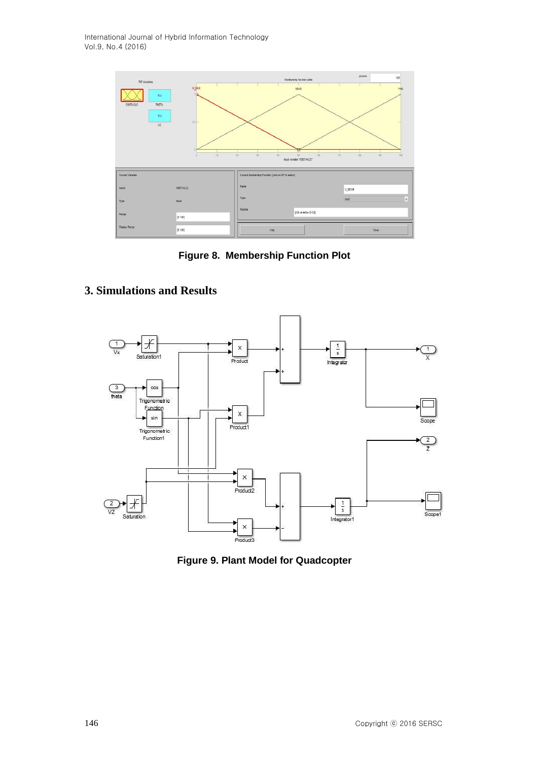Figure 8. Membership Function Plot

## 3. Simulations and Results

Figure 9. Plant Model for Quadcopter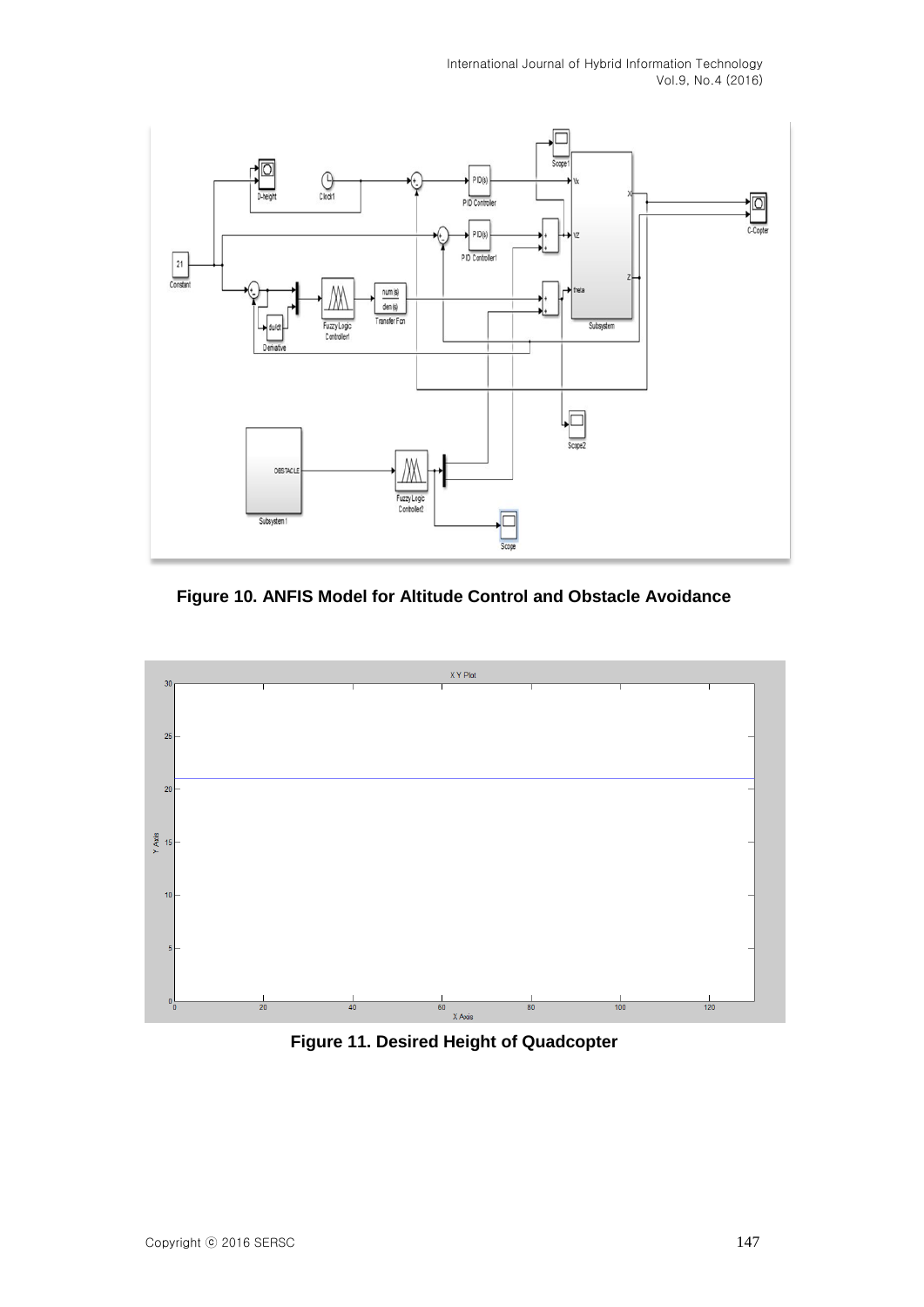**Figure 10. ANFIS Model for Altitude Control and Obstacle Avoidance**

**Figure 11. Desired Height of Quadcopter**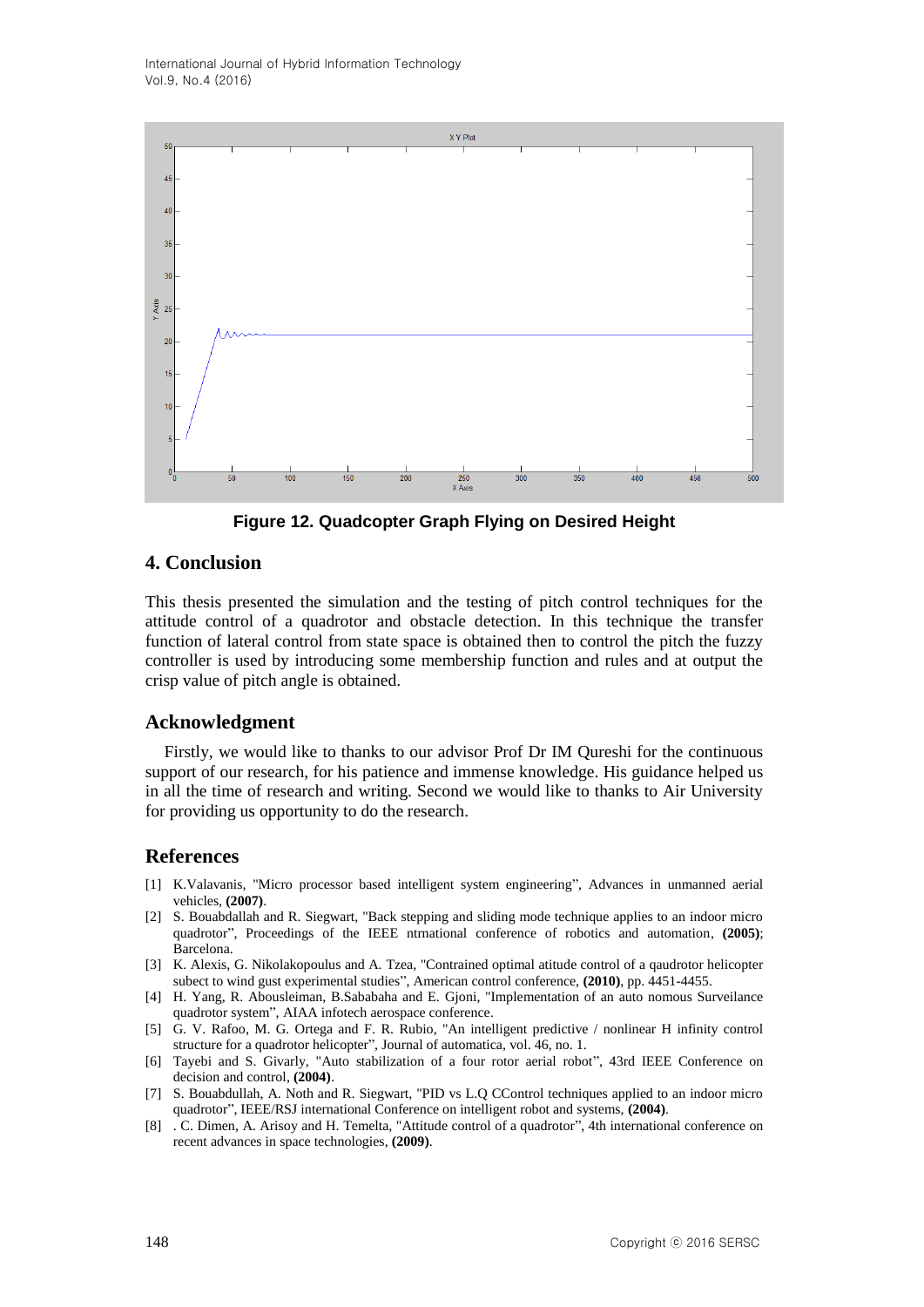Figure 12. Quadcopter Graph Flying on Desired Height

## 4. Conclusion

This thesis presented the simulation and the testing of pitch control techniques for the attitude control of a quadrotor and obstacle detection. In this technique the transfer function of lateral control from state space is obtained then to control the pitch the fuzzy controller is used by introducing some membership function and rules and at output the crisp value of pitch angle is obtained.

## Acknowledgment

Firstly, we would like to thanks to our advisor Prof Dr IM Qureshi for the continuous support of our research, for his patience and immense knowledge. His guidance helped us in all the time of research and writing. Second we would like to thanks to Air University for providing us opportunity to do the research.

## References

[1] K.Valavanis, "Micro processor based intelligent system engineering", Advances in unmanned aerial vehicles, **(2007)**.

[2] S. Bouabdallah and R. Siegwart, "Back stepping and sliding mode technique applies to an indoor micro quadrotor", Proceedings of the IEEE ntrnational conference of robotics and automation, **(2005)**; Barcelona.

[3] K. Alexis, G. Nikolakopoulus and A. Tzea, "Contrained optimal atitude control of a qaudrotor helicopter subect to wind gust experimental studies", American control conference, **(2010)**, pp. 4451-4455.

[4] H. Yang, R. Abousleiman, B.Sababaha and E. Gjoni, "Implementation of an auto nomous Surveilance quadrotor system", AIAA infotech aerospace conference.

[5] G. V. Rafoo, M. G. Ortega and F. R. Rubio, "An intelligent predictive / nonlinear H infinity control structure for a quadrotor helicopter", Journal of automatica, vol. 46, no. 1.

[6] Tayebi and S. Givarly, "Auto stabilization of a four rotor aerial robot", 43rd IEEE Conference on decision and control, **(2004)**.

[7] S. Bouabdullah, A. Noth and R. Siegwart, "PID vs L.Q CControl techniques applied to an indoor micro quadrotor", IEEE/RSJ international Conference on intelligent robot and systems, **(2004)**.

[8] . C. Dimen, A. Arisoy and H. Temelta, "Attitude control of a quadrotor", 4th international conference on recent advances in space technologies, **(2009)**.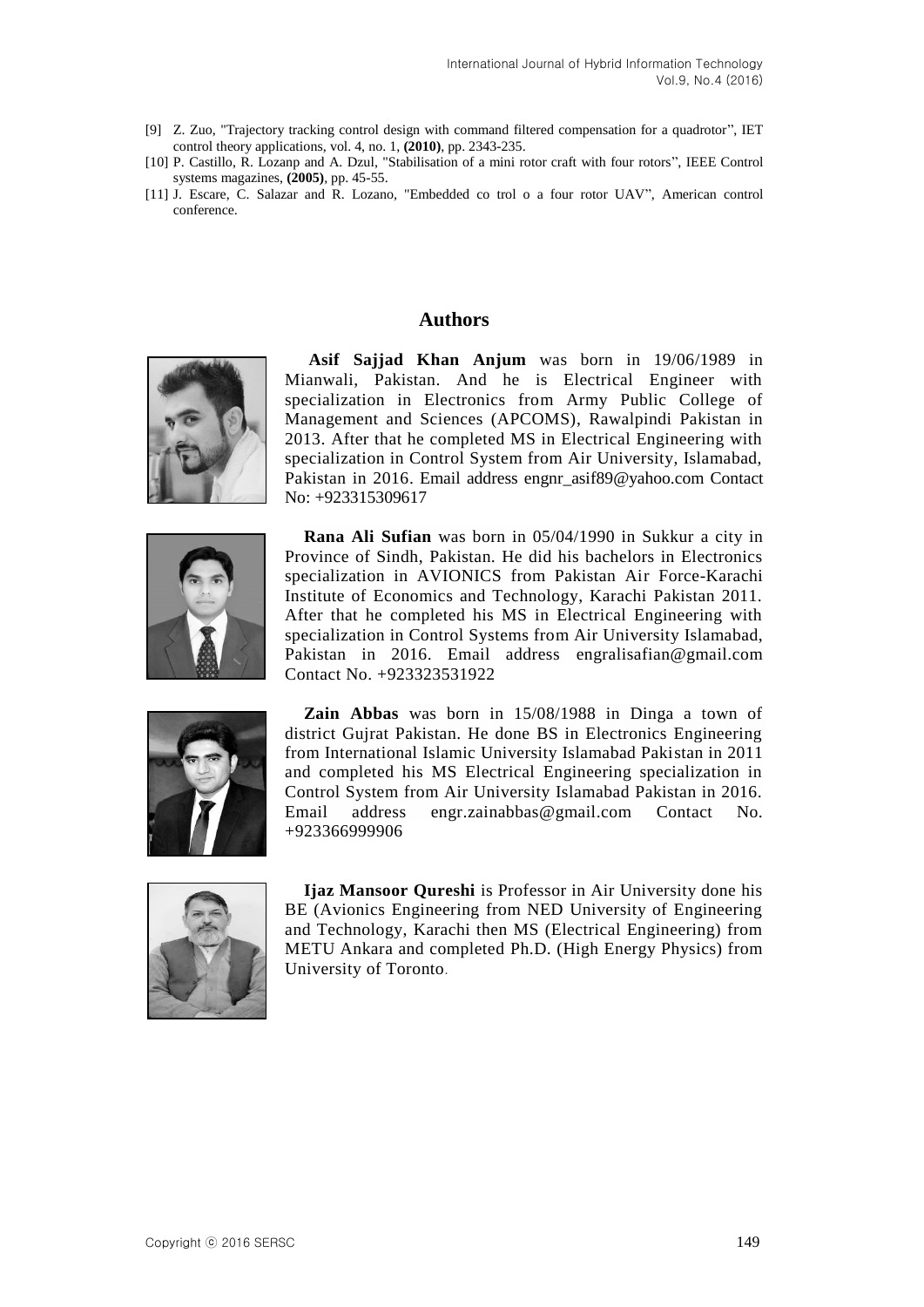[9] Z. Zuo, "Trajectory tracking control design with command filtered compensation for a quadrotor", IET control theory applications, vol. 4, no. 1, **(2010)**, pp. 2343-235.

[10] P. Castillo, R. Lozanp and A. Dzul, "Stabilisation of a mini rotor craft with four rotors", IEEE Control systems magazines, **(2005)**, pp. 45-55.

[11] J. Escare, C. Salazar and R. Lozano, "Embedded co trol o a four rotor UAV", American control conference.

## Authors

**Asif Sajjad Khan Anjum** was born in 19/06/1989 in Mianwali, Pakistan. And he is Electrical Engineer with specialization in Electronics from Army Public College of Management and Sciences (APCOMS), Rawalpindi Pakistan in 2013. After that he completed MS in Electrical Engineering with specialization in Control System from Air University, Islamabad, Pakistan in 2016. Email address engnr_asif89@yahoo.com Contact No: +923315309617

**Rana Ali Sufian** was born in 05/04/1990 in Sukkur a city in Province of Sindh, Pakistan. He did his bachelors in Electronics specialization in AVIONICS from Pakistan Air Force-Karachi Institute of Economics and Technology, Karachi Pakistan 2011. After that he completed his MS in Electrical Engineering with specialization in Control Systems from Air University Islamabad, Pakistan in 2016. Email address engralisafian@gmail.com Contact No. +923323531922

**Zain Abbas** was born in 15/08/1988 in Dinga a town of district Gujrat Pakistan. He done BS in Electronics Engineering from International Islamic University Islamabad Pakistan in 2011 and completed his MS Electrical Engineering specialization in Control System from Air University Islamabad Pakistan in 2016. Email address engr.zainabbas@gmail.com Contact No. +923366999906

**Ijaz Mansoor Qureshi** is Professor in Air University done his BE (Avionics Engineering from NED University of Engineering and Technology, Karachi then MS (Electrical Engineering) from METU Ankara and completed Ph.D. (High Energy Physics) from University of Toronto.